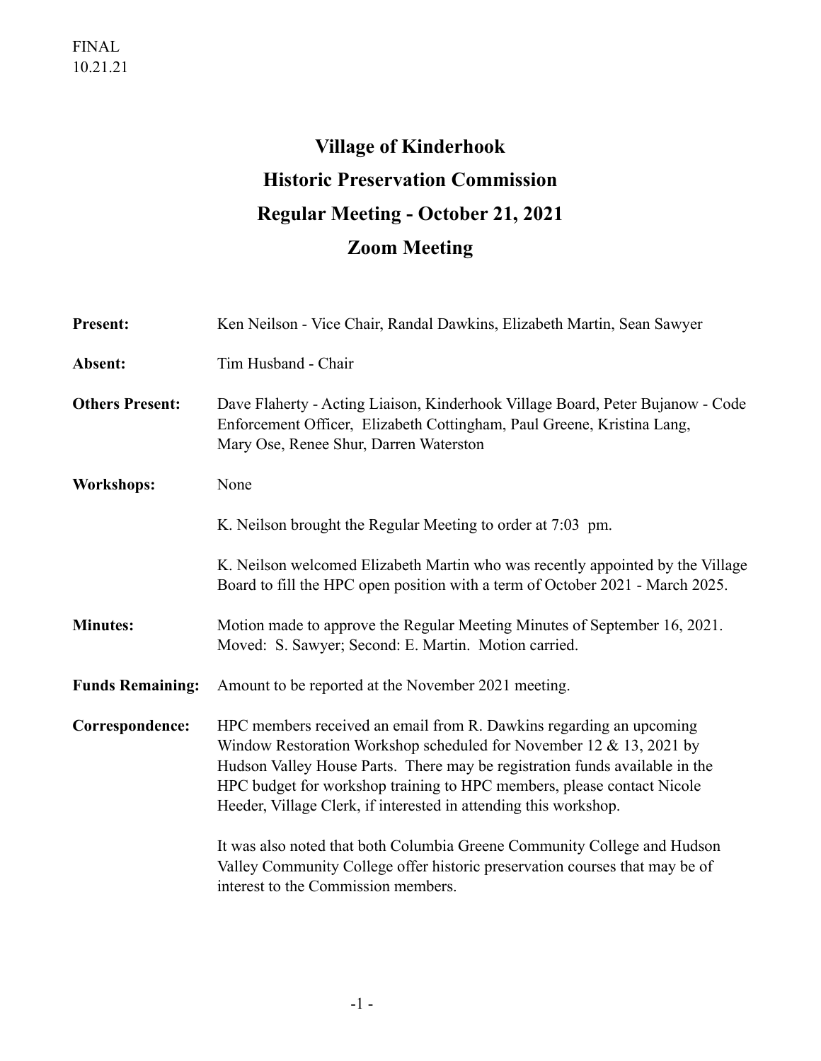FINAL
10.21.21

# Village of Kinderhook
# Historic Preservation Commission
# Regular Meeting - October 21, 2021
# Zoom Meeting

**Present:** Ken Neilson - Vice Chair, Randal Dawkins, Elizabeth Martin, Sean Sawyer

**Absent:** Tim Husband - Chair

**Others Present:** Dave Flaherty - Acting Liaison, Kinderhook Village Board, Peter Bujanow - Code Enforcement Officer, Elizabeth Cottingham, Paul Greene, Kristina Lang, Mary Ose, Renee Shur, Darren Waterston

**Workshops:** None

K. Neilson brought the Regular Meeting to order at 7:03 pm.

K. Neilson welcomed Elizabeth Martin who was recently appointed by the Village Board to fill the HPC open position with a term of October 2021 - March 2025.

**Minutes:** Motion made to approve the Regular Meeting Minutes of September 16, 2021. Moved: S. Sawyer; Second: E. Martin. Motion carried.

**Funds Remaining:** Amount to be reported at the November 2021 meeting.

**Correspondence:** HPC members received an email from R. Dawkins regarding an upcoming Window Restoration Workshop scheduled for November 12 & 13, 2021 by Hudson Valley House Parts. There may be registration funds available in the HPC budget for workshop training to HPC members, please contact Nicole Heeder, Village Clerk, if interested in attending this workshop.

It was also noted that both Columbia Greene Community College and Hudson Valley Community College offer historic preservation courses that may be of interest to the Commission members.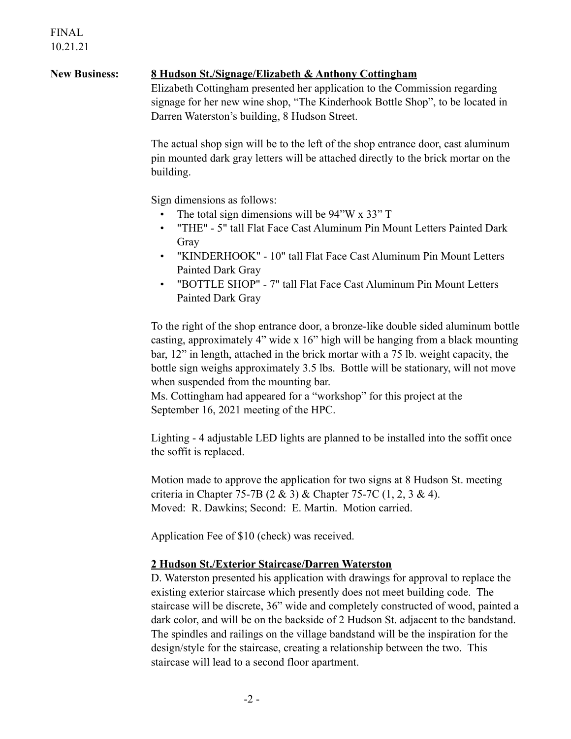FINAL
10.21.21

**New Business:** **8 Hudson St./Signage/Elizabeth & Anthony Cottingham**

Elizabeth Cottingham presented her application to the Commission regarding signage for her new wine shop, "The Kinderhook Bottle Shop", to be located in Darren Waterston's building, 8 Hudson Street.

The actual shop sign will be to the left of the shop entrance door, cast aluminum pin mounted dark gray letters will be attached directly to the brick mortar on the building.

Sign dimensions as follows:

- The total sign dimensions will be 94"W x 33" T
- "THE" - 5" tall Flat Face Cast Aluminum Pin Mount Letters Painted Dark Gray
- "KINDERHOOK" - 10" tall Flat Face Cast Aluminum Pin Mount Letters Painted Dark Gray
- "BOTTLE SHOP" - 7" tall Flat Face Cast Aluminum Pin Mount Letters Painted Dark Gray

To the right of the shop entrance door, a bronze-like double sided aluminum bottle casting, approximately 4" wide x 16" high will be hanging from a black mounting bar, 12" in length, attached in the brick mortar with a 75 lb. weight capacity, the bottle sign weighs approximately 3.5 lbs. Bottle will be stationary, will not move when suspended from the mounting bar.

Ms. Cottingham had appeared for a "workshop" for this project at the September 16, 2021 meeting of the HPC.

Lighting - 4 adjustable LED lights are planned to be installed into the soffit once the soffit is replaced.

Motion made to approve the application for two signs at 8 Hudson St. meeting criteria in Chapter 75-7B (2 & 3) & Chapter 75-7C (1, 2, 3 & 4).
Moved: R. Dawkins; Second: E. Martin. Motion carried.

Application Fee of $10 (check) was received.

**2 Hudson St./Exterior Staircase/Darren Waterston**

D. Waterston presented his application with drawings for approval to replace the existing exterior staircase which presently does not meet building code. The staircase will be discrete, 36" wide and completely constructed of wood, painted a dark color, and will be on the backside of 2 Hudson St. adjacent to the bandstand. The spindles and railings on the village bandstand will be the inspiration for the design/style for the staircase, creating a relationship between the two. This staircase will lead to a second floor apartment.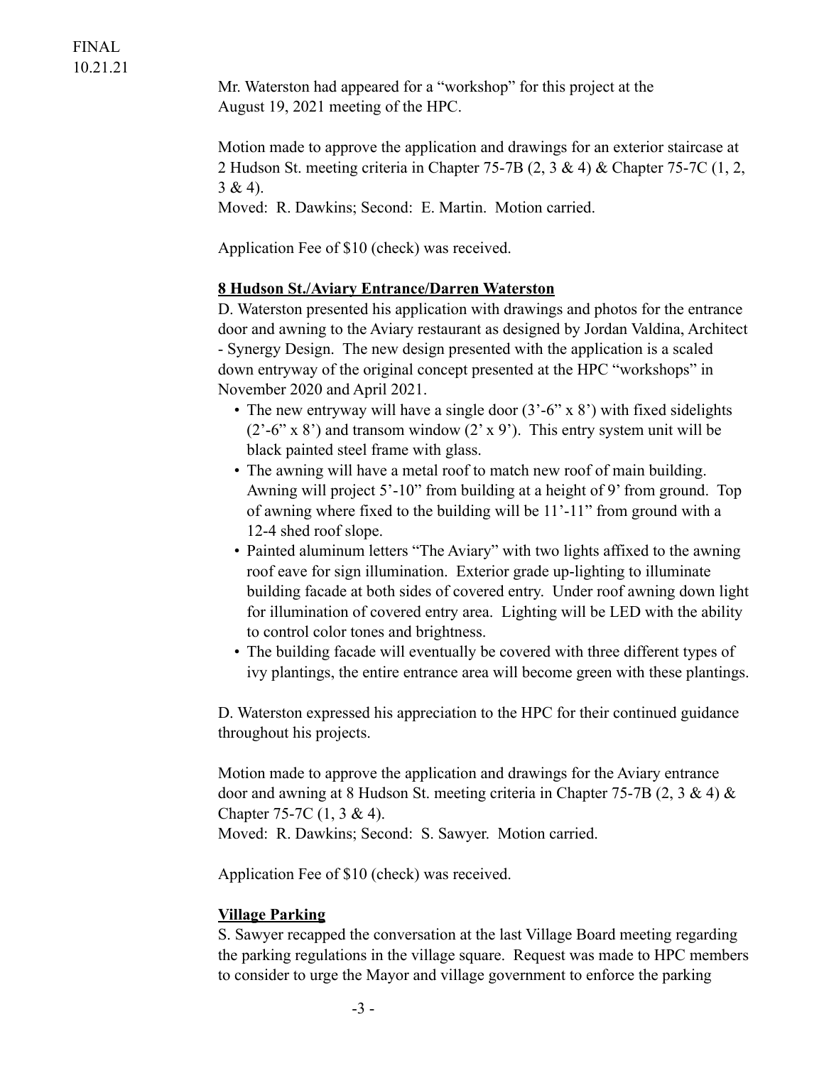Mr. Waterston had appeared for a "workshop" for this project at the August 19, 2021 meeting of the HPC.

Motion made to approve the application and drawings for an exterior staircase at 2 Hudson St. meeting criteria in Chapter 75-7B (2, 3 & 4) & Chapter 75-7C (1, 2, 3 & 4).
Moved: R. Dawkins; Second: E. Martin. Motion carried.

Application Fee of $10 (check) was received.

**8 Hudson St./Aviary Entrance/Darren Waterston**

D. Waterston presented his application with drawings and photos for the entrance door and awning to the Aviary restaurant as designed by Jordan Valdina, Architect - Synergy Design. The new design presented with the application is a scaled down entryway of the original concept presented at the HPC "workshops" in November 2020 and April 2021.

- The new entryway will have a single door (3'-6" x 8') with fixed sidelights (2'-6" x 8') and transom window (2' x 9'). This entry system unit will be black painted steel frame with glass.
- The awning will have a metal roof to match new roof of main building. Awning will project 5'-10" from building at a height of 9' from ground. Top of awning where fixed to the building will be 11'-11" from ground with a 12-4 shed roof slope.
- Painted aluminum letters "The Aviary" with two lights affixed to the awning roof eave for sign illumination. Exterior grade up-lighting to illuminate building facade at both sides of covered entry. Under roof awning down light for illumination of covered entry area. Lighting will be LED with the ability to control color tones and brightness.
- The building facade will eventually be covered with three different types of ivy plantings, the entire entrance area will become green with these plantings.

D. Waterston expressed his appreciation to the HPC for their continued guidance throughout his projects.

Motion made to approve the application and drawings for the Aviary entrance door and awning at 8 Hudson St. meeting criteria in Chapter 75-7B (2, 3 & 4) & Chapter 75-7C (1, 3 & 4).
Moved: R. Dawkins; Second: S. Sawyer. Motion carried.

Application Fee of $10 (check) was received.

**Village Parking**

S. Sawyer recapped the conversation at the last Village Board meeting regarding the parking regulations in the village square. Request was made to HPC members to consider to urge the Mayor and village government to enforce the parking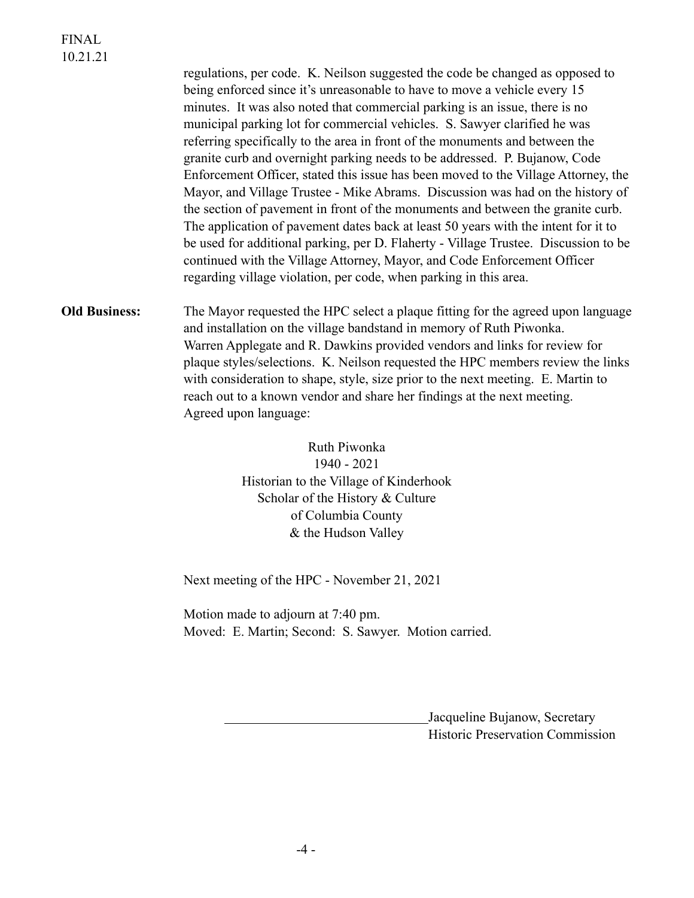FINAL
10.21.21

regulations, per code. K. Neilson suggested the code be changed as opposed to being enforced since it's unreasonable to have to move a vehicle every 15 minutes. It was also noted that commercial parking is an issue, there is no municipal parking lot for commercial vehicles. S. Sawyer clarified he was referring specifically to the area in front of the monuments and between the granite curb and overnight parking needs to be addressed. P. Bujanow, Code Enforcement Officer, stated this issue has been moved to the Village Attorney, the Mayor, and Village Trustee - Mike Abrams. Discussion was had on the history of the section of pavement in front of the monuments and between the granite curb. The application of pavement dates back at least 50 years with the intent for it to be used for additional parking, per D. Flaherty - Village Trustee. Discussion to be continued with the Village Attorney, Mayor, and Code Enforcement Officer regarding village violation, per code, when parking in this area.

**Old Business:** The Mayor requested the HPC select a plaque fitting for the agreed upon language and installation on the village bandstand in memory of Ruth Piwonka. Warren Applegate and R. Dawkins provided vendors and links for review for plaque styles/selections. K. Neilson requested the HPC members review the links with consideration to shape, style, size prior to the next meeting. E. Martin to reach out to a known vendor and share her findings at the next meeting. Agreed upon language:

Ruth Piwonka
1940 - 2021
Historian to the Village of Kinderhook
Scholar of the History & Culture
of Columbia County
& the Hudson Valley

Next meeting of the HPC - November 21, 2021

Motion made to adjourn at 7:40 pm.
Moved: E. Martin; Second: S. Sawyer. Motion carried.

______________________________ Jacqueline Bujanow, Secretary
Historic Preservation Commission